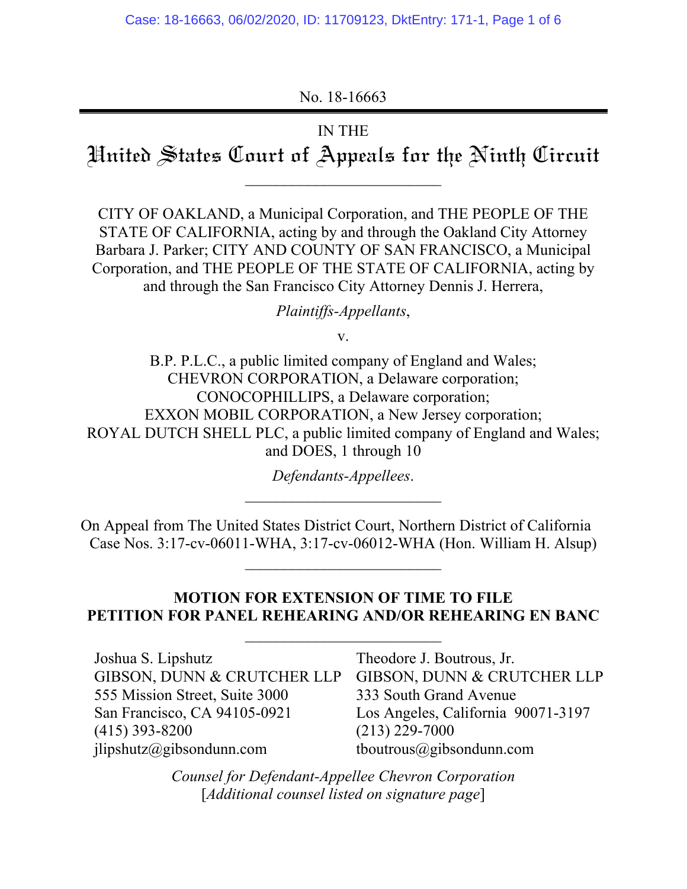No. 18-16663

IN THE

# United States Court of Appeals for the Ninth Circuit

---

CITY OF OAKLAND, a Municipal Corporation, and THE PEOPLE OF THE STATE OF CALIFORNIA, acting by and through the Oakland City Attorney Barbara J. Parker; CITY AND COUNTY OF SAN FRANCISCO, a Municipal Corporation, and THE PEOPLE OF THE STATE OF CALIFORNIA, acting by and through the San Francisco City Attorney Dennis J. Herrera,

*Plaintiffs-Appellants*,

v.

B.P. P.L.C., a public limited company of England and Wales;
CHEVRON CORPORATION, a Delaware corporation;
CONOCOPHILLIPS, a Delaware corporation;
EXXON MOBIL CORPORATION, a New Jersey corporation;
ROYAL DUTCH SHELL PLC, a public limited company of England and Wales; and DOES, 1 through 10

*Defendants-Appellees*.

---

On Appeal from The United States District Court, Northern District of California
Case Nos. 3:17-cv-06011-WHA, 3:17-cv-06012-WHA (Hon. William H. Alsup)

---

**MOTION FOR EXTENSION OF TIME TO FILE PETITION FOR PANEL REHEARING AND/OR REHEARING EN BANC**

---

Joshua S. Lipshutz
GIBSON, DUNN & CRUTCHER LLP
555 Mission Street, Suite 3000
San Francisco, CA 94105-0921
(415) 393-8200
jlipshutz@gibsondunn.com

Theodore J. Boutrous, Jr.
GIBSON, DUNN & CRUTCHER LLP
333 South Grand Avenue
Los Angeles, California 90071-3197
(213) 229-7000
tboutrous@gibsondunn.com

*Counsel for Defendant-Appellee Chevron Corporation*
[*Additional counsel listed on signature page*]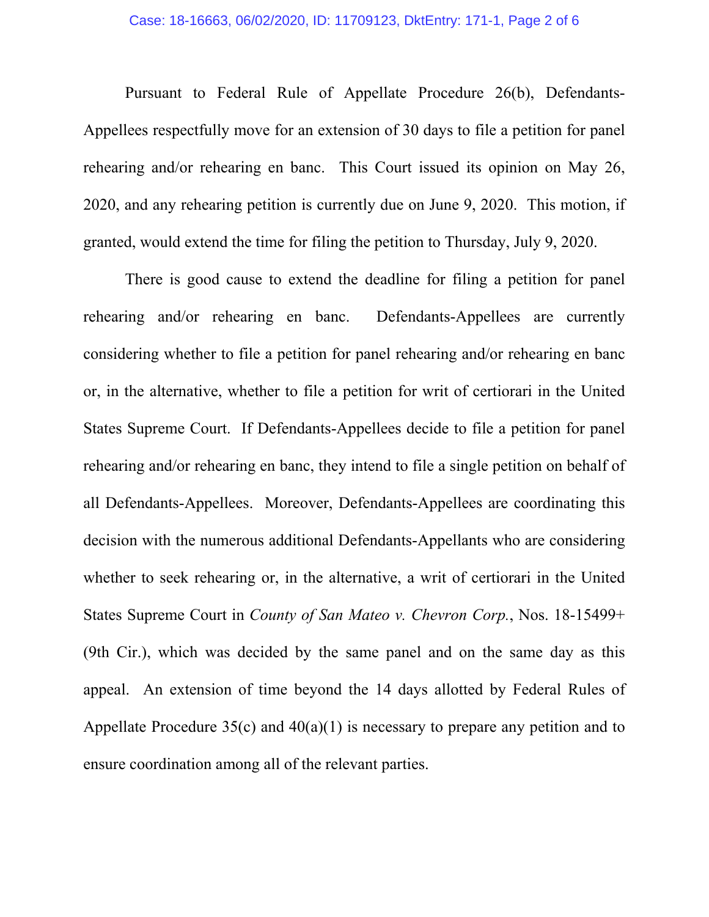Pursuant to Federal Rule of Appellate Procedure 26(b), Defendants-Appellees respectfully move for an extension of 30 days to file a petition for panel rehearing and/or rehearing en banc. This Court issued its opinion on May 26, 2020, and any rehearing petition is currently due on June 9, 2020. This motion, if granted, would extend the time for filing the petition to Thursday, July 9, 2020.

There is good cause to extend the deadline for filing a petition for panel rehearing and/or rehearing en banc. Defendants-Appellees are currently considering whether to file a petition for panel rehearing and/or rehearing en banc or, in the alternative, whether to file a petition for writ of certiorari in the United States Supreme Court. If Defendants-Appellees decide to file a petition for panel rehearing and/or rehearing en banc, they intend to file a single petition on behalf of all Defendants-Appellees. Moreover, Defendants-Appellees are coordinating this decision with the numerous additional Defendants-Appellants who are considering whether to seek rehearing or, in the alternative, a writ of certiorari in the United States Supreme Court in *County of San Mateo v. Chevron Corp.*, Nos. 18-15499+ (9th Cir.), which was decided by the same panel and on the same day as this appeal. An extension of time beyond the 14 days allotted by Federal Rules of Appellate Procedure 35(c) and 40(a)(1) is necessary to prepare any petition and to ensure coordination among all of the relevant parties.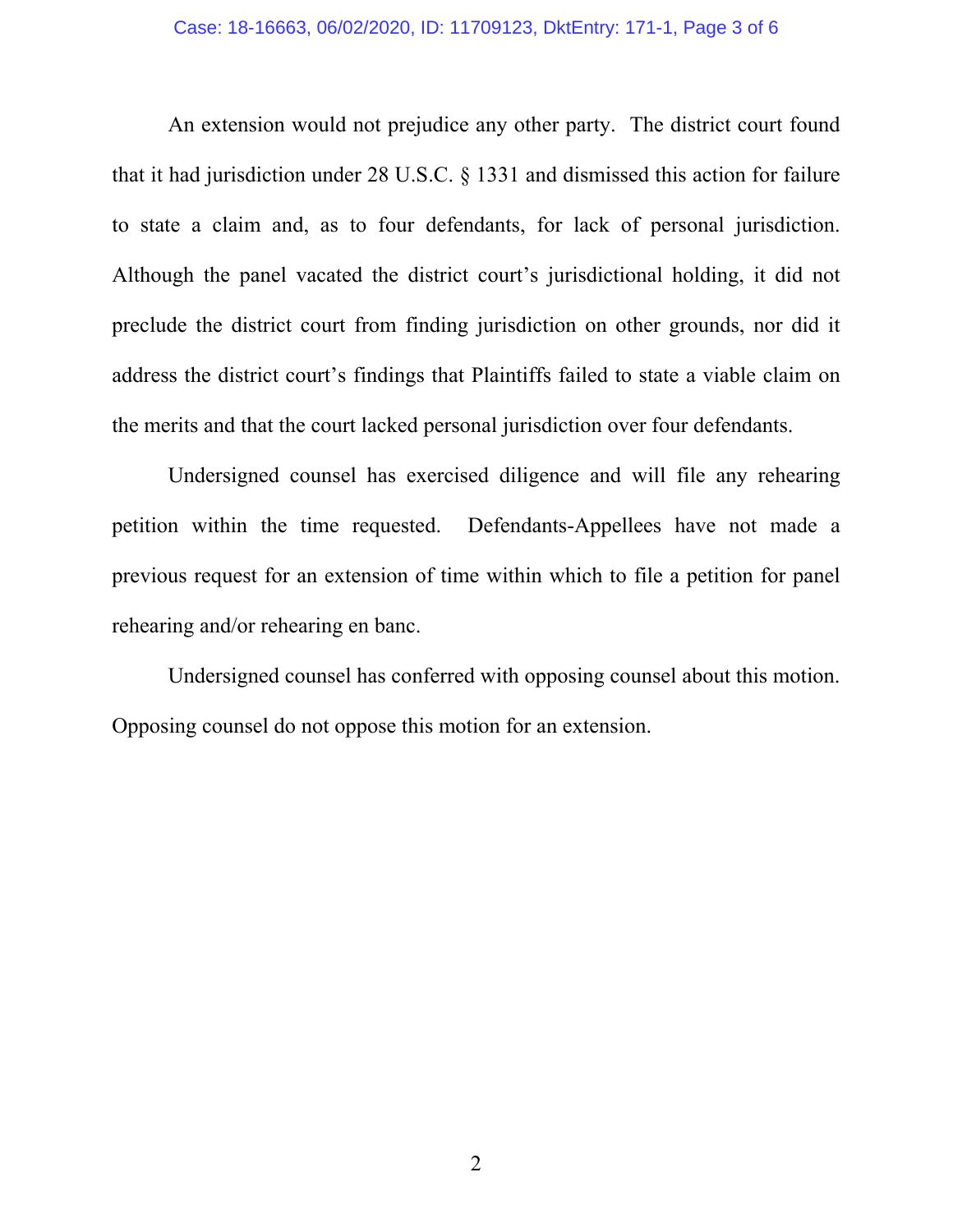An extension would not prejudice any other party. The district court found that it had jurisdiction under 28 U.S.C. § 1331 and dismissed this action for failure to state a claim and, as to four defendants, for lack of personal jurisdiction. Although the panel vacated the district court's jurisdictional holding, it did not preclude the district court from finding jurisdiction on other grounds, nor did it address the district court's findings that Plaintiffs failed to state a viable claim on the merits and that the court lacked personal jurisdiction over four defendants.

Undersigned counsel has exercised diligence and will file any rehearing petition within the time requested. Defendants-Appellees have not made a previous request for an extension of time within which to file a petition for panel rehearing and/or rehearing en banc.

Undersigned counsel has conferred with opposing counsel about this motion. Opposing counsel do not oppose this motion for an extension.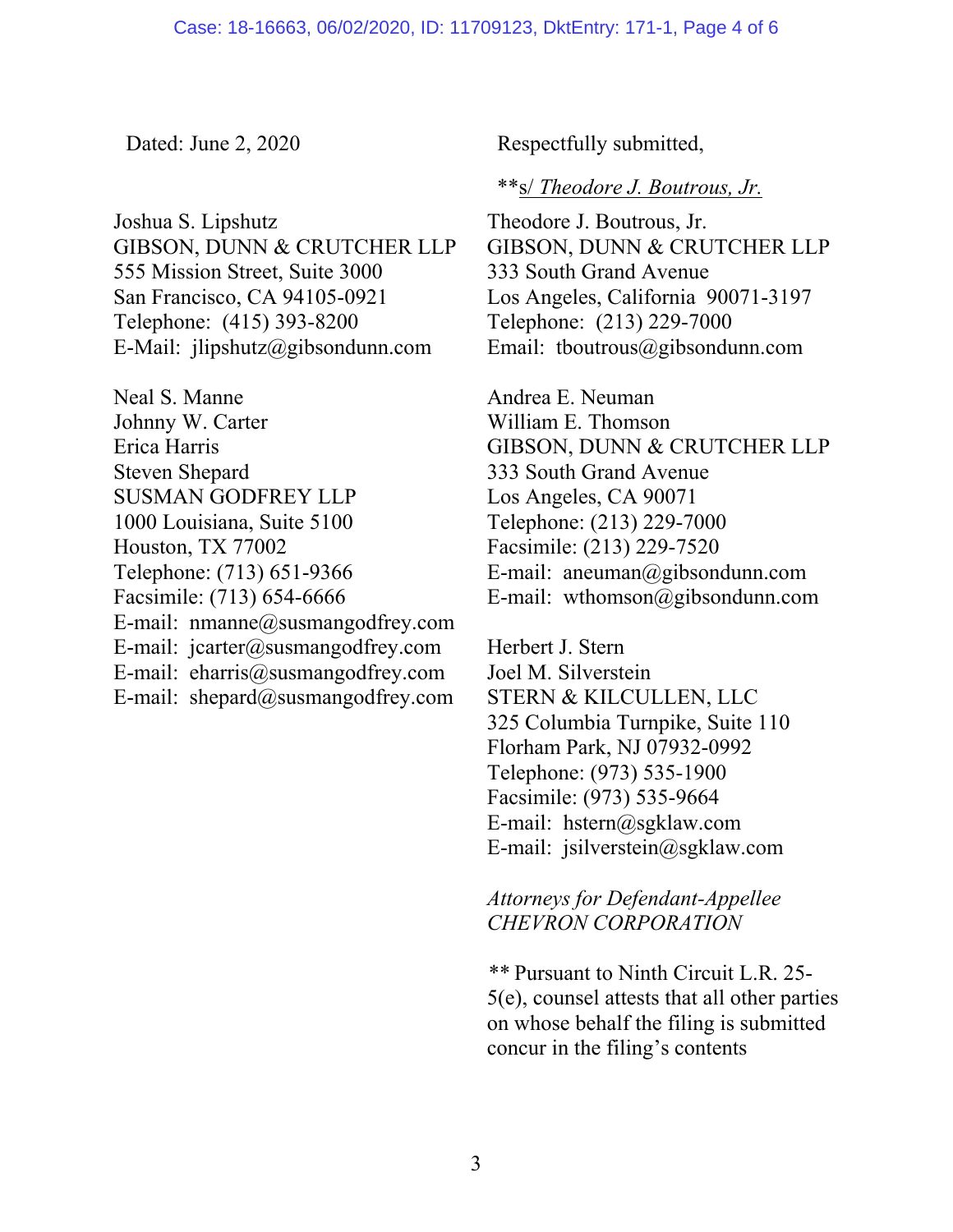Dated: June 2, 2020

Respectfully submitted,

**s/ *Theodore J. Boutrous, Jr.*

Theodore J. Boutrous, Jr.
GIBSON, DUNN & CRUTCHER LLP
333 South Grand Avenue
Los Angeles, California 90071-3197
Telephone: (213) 229-7000
Email: tboutrous@gibsondunn.com

Andrea E. Neuman
William E. Thomson
GIBSON, DUNN & CRUTCHER LLP
333 South Grand Avenue
Los Angeles, CA 90071
Telephone: (213) 229-7000
Facsimile: (213) 229-7520
E-mail: aneuman@gibsondunn.com
E-mail: wthomson@gibsondunn.com

Herbert J. Stern
Joel M. Silverstein
STERN & KILCULLEN, LLC
325 Columbia Turnpike, Suite 110
Florham Park, NJ 07932-0992
Telephone: (973) 535-1900
Facsimile: (973) 535-9664
E-mail: hstern@sgklaw.com
E-mail: jsilverstein@sgklaw.com

Joshua S. Lipshutz
GIBSON, DUNN & CRUTCHER LLP
555 Mission Street, Suite 3000
San Francisco, CA 94105-0921
Telephone: (415) 393-8200
E-Mail: jlipshutz@gibsondunn.com

Neal S. Manne
Johnny W. Carter
Erica Harris
Steven Shepard
SUSMAN GODFREY LLP
1000 Louisiana, Suite 5100
Houston, TX 77002
Telephone: (713) 651-9366
Facsimile: (713) 654-6666
E-mail: nmanne@susmangodfrey.com
E-mail: jcarter@susmangodfrey.com
E-mail: eharris@susmangodfrey.com
E-mail: shepard@susmangodfrey.com

*Attorneys for Defendant-Appellee CHEVRON CORPORATION*

** Pursuant to Ninth Circuit L.R. 25-5(e), counsel attests that all other parties on whose behalf the filing is submitted concur in the filing's contents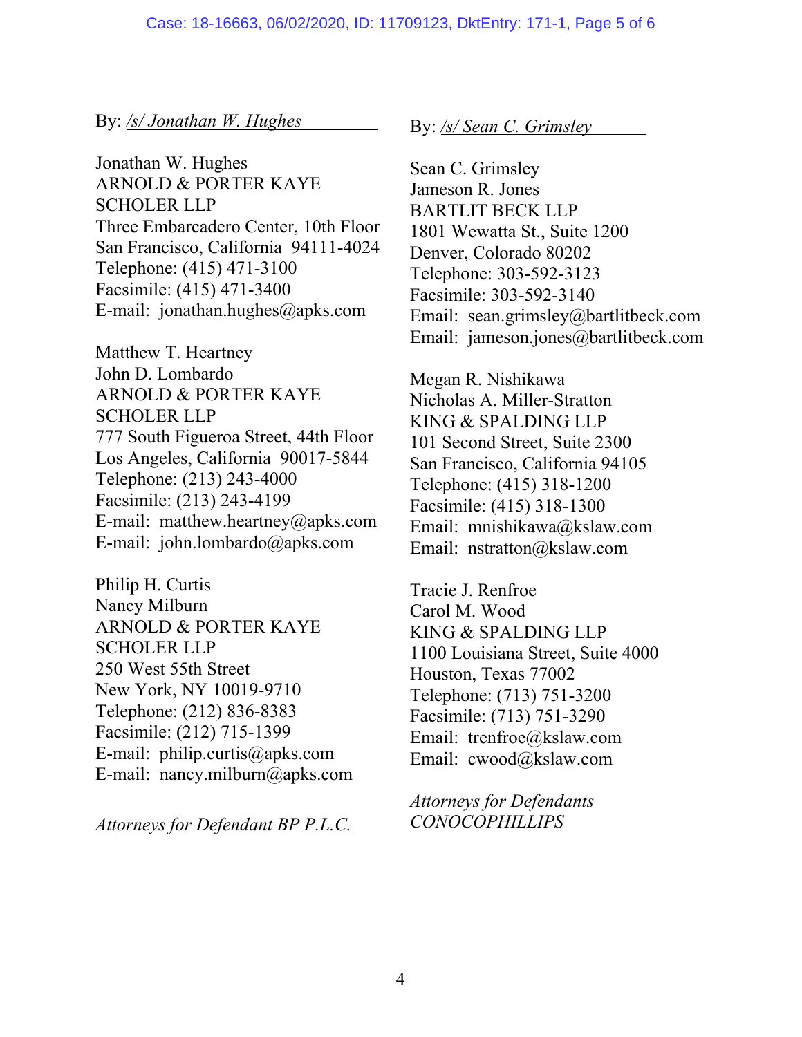By: */s/ Jonathan W. Hughes*

Jonathan W. Hughes
ARNOLD & PORTER KAYE
SCHOLER LLP
Three Embarcadero Center, 10th Floor
San Francisco, California 94111-4024
Telephone: (415) 471-3100
Facsimile: (415) 471-3400
E-mail: jonathan.hughes@apks.com

Matthew T. Heartney
John D. Lombardo
ARNOLD & PORTER KAYE
SCHOLER LLP
777 South Figueroa Street, 44th Floor
Los Angeles, California 90017-5844
Telephone: (213) 243-4000
Facsimile: (213) 243-4199
E-mail: matthew.heartney@apks.com
E-mail: john.lombardo@apks.com

Philip H. Curtis
Nancy Milburn
ARNOLD & PORTER KAYE
SCHOLER LLP
250 West 55th Street
New York, NY 10019-9710
Telephone: (212) 836-8383
Facsimile: (212) 715-1399
E-mail: philip.curtis@apks.com
E-mail: nancy.milburn@apks.com

*Attorneys for Defendant BP P.L.C.*

By: */s/ Sean C. Grimsley*

Sean C. Grimsley
Jameson R. Jones
BARTLIT BECK LLP
1801 Wewatta St., Suite 1200
Denver, Colorado 80202
Telephone: 303-592-3123
Facsimile: 303-592-3140
Email: sean.grimsley@bartlitbeck.com
Email: jameson.jones@bartlitbeck.com

Megan R. Nishikawa
Nicholas A. Miller-Stratton
KING & SPALDING LLP
101 Second Street, Suite 2300
San Francisco, California 94105
Telephone: (415) 318-1200
Facsimile: (415) 318-1300
Email: mnishikawa@kslaw.com
Email: nstratton@kslaw.com

Tracie J. Renfroe
Carol M. Wood
KING & SPALDING LLP
1100 Louisiana Street, Suite 4000
Houston, Texas 77002
Telephone: (713) 751-3200
Facsimile: (713) 751-3290
Email: trenfroe@kslaw.com
Email: cwood@kslaw.com

*Attorneys for Defendants CONOCOPHILLIPS*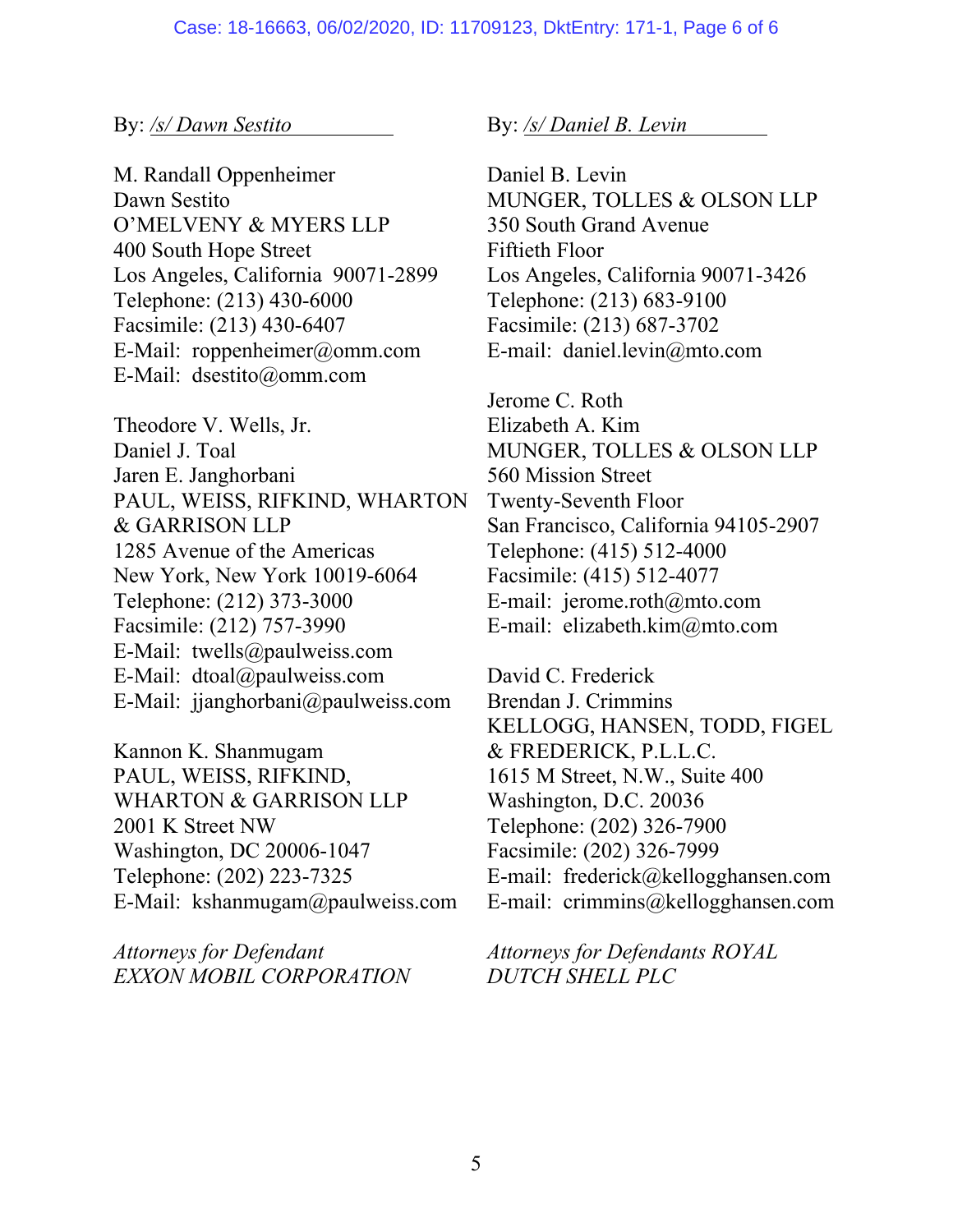By: */s/ Dawn Sestito*

M. Randall Oppenheimer
Dawn Sestito
O'MELVENY & MYERS LLP
400 South Hope Street
Los Angeles, California 90071-2899
Telephone: (213) 430-6000
Facsimile: (213) 430-6407
E-Mail: roppenheimer@omm.com
E-Mail: dsestito@omm.com

Theodore V. Wells, Jr.
Daniel J. Toal
Jaren E. Janghorbani
PAUL, WEISS, RIFKIND, WHARTON & GARRISON LLP
1285 Avenue of the Americas
New York, New York 10019-6064
Telephone: (212) 373-3000
Facsimile: (212) 757-3990
E-Mail: twells@paulweiss.com
E-Mail: dtoal@paulweiss.com
E-Mail: jjanghorbani@paulweiss.com

Kannon K. Shanmugam
PAUL, WEISS, RIFKIND, WHARTON & GARRISON LLP
2001 K Street NW
Washington, DC 20006-1047
Telephone: (202) 223-7325
E-Mail: kshanmugam@paulweiss.com

*Attorneys for Defendant EXXON MOBIL CORPORATION*

By: */s/ Daniel B. Levin*

Daniel B. Levin
MUNGER, TOLLES & OLSON LLP
350 South Grand Avenue
Fiftieth Floor
Los Angeles, California 90071-3426
Telephone: (213) 683-9100
Facsimile: (213) 687-3702
E-mail: daniel.levin@mto.com

Jerome C. Roth
Elizabeth A. Kim
MUNGER, TOLLES & OLSON LLP
560 Mission Street
Twenty-Seventh Floor
San Francisco, California 94105-2907
Telephone: (415) 512-4000
Facsimile: (415) 512-4077
E-mail: jerome.roth@mto.com
E-mail: elizabeth.kim@mto.com

David C. Frederick
Brendan J. Crimmins
KELLOGG, HANSEN, TODD, FIGEL & FREDERICK, P.L.L.C.
1615 M Street, N.W., Suite 400
Washington, D.C. 20036
Telephone: (202) 326-7900
Facsimile: (202) 326-7999
E-mail: frederick@kellogghansen.com
E-mail: crimmins@kellogghansen.com

*Attorneys for Defendants ROYAL DUTCH SHELL PLC*